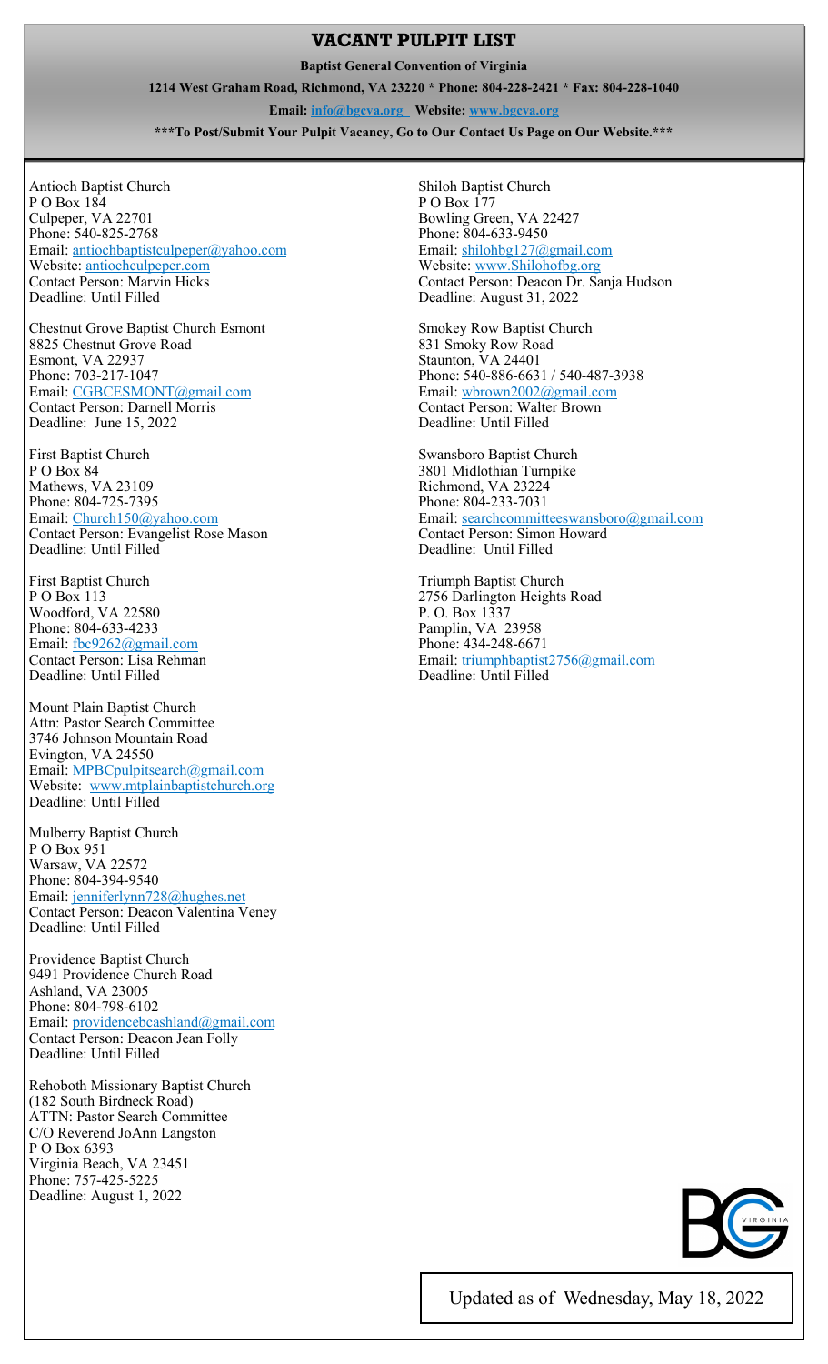# VACANT PULPIT LIST

**Baptist General Convention of Virginia**

**1214 West Graham Road, Richmond, VA 23220 * Phone: 804-228-2421 * Fax: 804-228-1040**

**Email: info@bgcva.org Website: www.bgcva.org**

**\*\*\*To Post/Submit Your Pulpit Vacancy, Go to Our Contact Us Page on Our Website.\*\*\***

Antioch Baptist Church
P O Box 184
Culpeper, VA 22701
Phone: 540-825-2768
Email: antiochbaptistculpeper@yahoo.com
Website: antiochculpeper.com
Contact Person: Marvin Hicks
Deadline: Until Filled

Chestnut Grove Baptist Church Esmont
8825 Chestnut Grove Road
Esmont, VA 22937
Phone: 703-217-1047
Email: CGBCESMONT@gmail.com
Contact Person: Darnell Morris
Deadline: June 15, 2022

First Baptist Church
P O Box 84
Mathews, VA 23109
Phone: 804-725-7395
Email: Church150@yahoo.com
Contact Person: Evangelist Rose Mason
Deadline: Until Filled

First Baptist Church
P O Box 113
Woodford, VA 22580
Phone: 804-633-4233
Email: fbc9262@gmail.com
Contact Person: Lisa Rehman
Deadline: Until Filled

Mount Plain Baptist Church
Attn: Pastor Search Committee
3746 Johnson Mountain Road
Evington, VA 24550
Email: MPBCpulpitsearch@gmail.com
Website: www.mtplainbaptistchurch.org
Deadline: Until Filled

Mulberry Baptist Church
P O Box 951
Warsaw, VA 22572
Phone: 804-394-9540
Email: jenniferlynn728@hughes.net
Contact Person: Deacon Valentina Veney
Deadline: Until Filled

Providence Baptist Church
9491 Providence Church Road
Ashland, VA 23005
Phone: 804-798-6102
Email: providencebcashland@gmail.com
Contact Person: Deacon Jean Folly
Deadline: Until Filled

Rehoboth Missionary Baptist Church
(182 South Birdneck Road)
ATTN: Pastor Search Committee
C/O Reverend JoAnn Langston
P O Box 6393
Virginia Beach, VA 23451
Phone: 757-425-5225
Deadline: August 1, 2022

Shiloh Baptist Church
P O Box 177
Bowling Green, VA 22427
Phone: 804-633-9450
Email: shilohbg127@gmail.com
Website: www.Shilohofbg.org
Contact Person: Deacon Dr. Sanja Hudson
Deadline: August 31, 2022

Smokey Row Baptist Church
831 Smoky Row Road
Staunton, VA 24401
Phone: 540-886-6631 / 540-487-3938
Email: wbrown2002@gmail.com
Contact Person: Walter Brown
Deadline: Until Filled

Swansboro Baptist Church
3801 Midlothian Turnpike
Richmond, VA 23224
Phone: 804-233-7031
Email: searchcommitteeswansboro@gmail.com
Contact Person: Simon Howard
Deadline: Until Filled

Triumph Baptist Church
2756 Darlington Heights Road
P. O. Box 1337
Pamplin, VA 23958
Phone: 434-248-6671
Email: triumphbaptist2756@gmail.com
Deadline: Until Filled

Updated as of Wednesday, May 18, 2022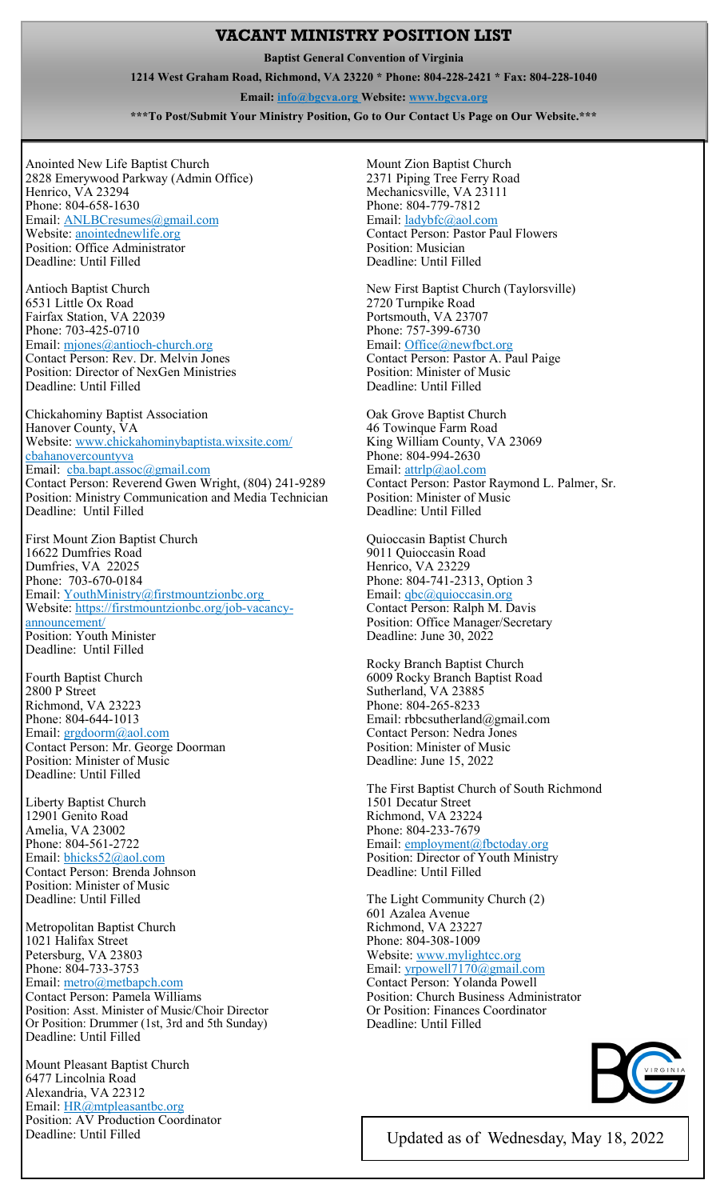# VACANT MINISTRY POSITION LIST

**Baptist General Convention of Virginia**

**1214 West Graham Road, Richmond, VA 23220 * Phone: 804-228-2421 * Fax: 804-228-1040**

**Email: info@bgcva.org Website: www.bgcva.org**

**\*\*\*To Post/Submit Your Ministry Position, Go to Our Contact Us Page on Our Website.\*\*\***

Anointed New Life Baptist Church
2828 Emerywood Parkway (Admin Office)
Henrico, VA 23294
Phone: 804-658-1630
Email: ANLBCresumes@gmail.com
Website: anointednewlife.org
Position: Office Administrator
Deadline: Until Filled

Antioch Baptist Church
6531 Little Ox Road
Fairfax Station, VA 22039
Phone: 703-425-0710
Email: mjones@antioch-church.org
Contact Person: Rev. Dr. Melvin Jones
Position: Director of NexGen Ministries
Deadline: Until Filled

Chickahominy Baptist Association
Hanover County, VA
Website: www.chickahominybaptista.wixsite.com/cbahanovercountyva
Email: cba.bapt.assoc@gmail.com
Contact Person: Reverend Gwen Wright, (804) 241-9289
Position: Ministry Communication and Media Technician
Deadline: Until Filled

First Mount Zion Baptist Church
16622 Dumfries Road
Dumfries, VA 22025
Phone: 703-670-0184
Email: YouthMinistry@firstmountzionbc.org
Website: https://firstmountzionbc.org/job-vacancy-announcement/
Position: Youth Minister
Deadline: Until Filled

Fourth Baptist Church
2800 P Street
Richmond, VA 23223
Phone: 804-644-1013
Email: grgdoorm@aol.com
Contact Person: Mr. George Doorman
Position: Minister of Music
Deadline: Until Filled

Liberty Baptist Church
12901 Genito Road
Amelia, VA 23002
Phone: 804-561-2722
Email: bhicks52@aol.com
Contact Person: Brenda Johnson
Position: Minister of Music
Deadline: Until Filled

Metropolitan Baptist Church
1021 Halifax Street
Petersburg, VA 23803
Phone: 804-733-3753
Email: metro@metbapch.com
Contact Person: Pamela Williams
Position: Asst. Minister of Music/Choir Director
Or Position: Drummer (1st, 3rd and 5th Sunday)
Deadline: Until Filled

Mount Pleasant Baptist Church
6477 Lincolnia Road
Alexandria, VA 22312
Email: HR@mtpleasantbc.org
Position: AV Production Coordinator
Deadline: Until Filled

Mount Zion Baptist Church
2371 Piping Tree Ferry Road
Mechanicsville, VA 23111
Phone: 804-779-7812
Email: ladybfc@aol.com
Contact Person: Pastor Paul Flowers
Position: Musician
Deadline: Until Filled

New First Baptist Church (Taylorsville)
2720 Turnpike Road
Portsmouth, VA 23707
Phone: 757-399-6730
Email: Office@newfbct.org
Contact Person: Pastor A. Paul Paige
Position: Minister of Music
Deadline: Until Filled

Oak Grove Baptist Church
46 Towinque Farm Road
King William County, VA 23069
Phone: 804-994-2630
Email: attrlp@aol.com
Contact Person: Pastor Raymond L. Palmer, Sr.
Position: Minister of Music
Deadline: Until Filled

Quioccasin Baptist Church
9011 Quioccasin Road
Henrico, VA 23229
Phone: 804-741-2313, Option 3
Email: qbc@quioccasin.org
Contact Person: Ralph M. Davis
Position: Office Manager/Secretary
Deadline: June 30, 2022

Rocky Branch Baptist Church
6009 Rocky Branch Baptist Road
Sutherland, VA 23885
Phone: 804-265-8233
Email: rbbcsutherland@gmail.com
Contact Person: Nedra Jones
Position: Minister of Music
Deadline: June 15, 2022

The First Baptist Church of South Richmond
1501 Decatur Street
Richmond, VA 23224
Phone: 804-233-7679
Email: employment@fbctoday.org
Position: Director of Youth Ministry
Deadline: Until Filled

The Light Community Church (2)
601 Azalea Avenue
Richmond, VA 23227
Phone: 804-308-1009
Website: www.mylightcc.org
Email: yrpowell7170@gmail.com
Contact Person: Yolanda Powell
Position: Church Business Administrator
Or Position: Finances Coordinator
Deadline: Until Filled

Updated as of Wednesday, May 18, 2022